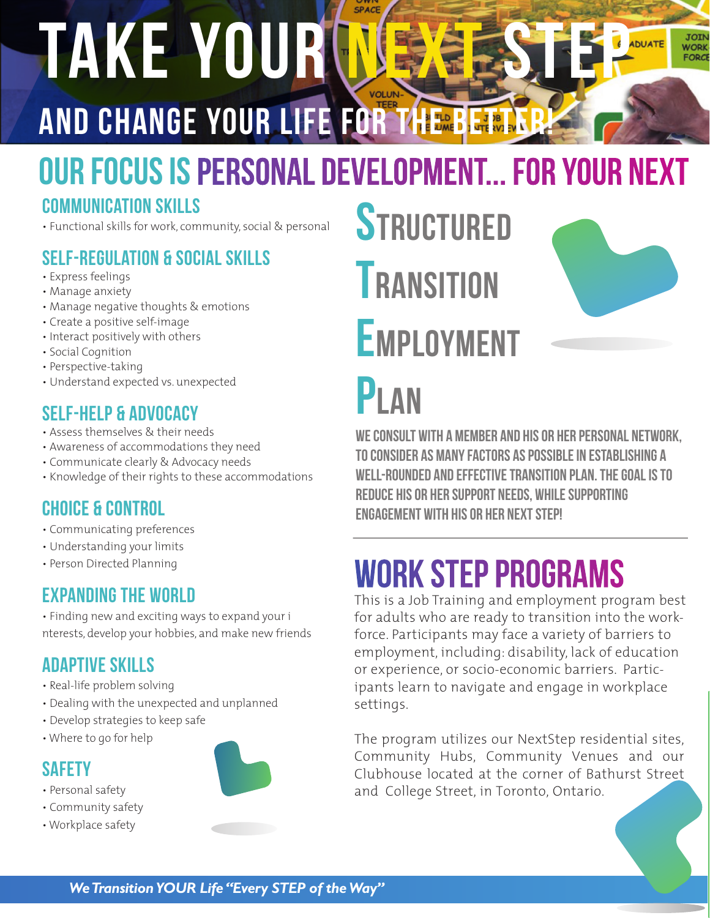# TAKE YOUR NEXT STEP

## AND CHANGE YOUR LIFE FOR THE BETTER!

## OUR FOCUS IS PERSONAL DEVELOPMENT... FOR YOUR NEXT

### COMMUNICATION SKILLS

- Functional skills for work, community, social & personal

### SELF-REGULATION & SOCIAL SKILLS

- Express feelings
- Manage anxiety
- Manage negative thoughts & emotions
- Create a positive self-image
- Interact positively with others
- Social Cognition
- Perspective-taking
- Understand expected vs. unexpected

### SELF-HELP & ADVOCACY

- Assess themselves & their needs
- Awareness of accommodations they need
- Communicate clearly & Advocacy needs
- Knowledge of their rights to these accommodations

### CHOICE & CONTROL

- Communicating preferences
- Understanding your limits
- Person Directed Planning

### EXPANDING THE WORLD

- Finding new and exciting ways to expand your i nterests, develop your hobbies, and make new friends

### ADAPTIVE SKILLS

- Real-life problem solving
- Dealing with the unexpected and unplanned
- Develop strategies to keep safe
- Where to go for help

### SAFETY

- Personal safety
- Community safety
- Workplace safety

## STRUCTURED TRANSITION EMPLOYMENT PLAN

WE CONSULT WITH A MEMBER AND HIS OR HER PERSONAL NETWORK, TO CONSIDER AS MANY FACTORS AS POSSIBLE IN ESTABLISHING A WELL-ROUNDED AND EFFECTIVE TRANSITION PLAN. THE GOAL IS TO REDUCE HIS OR HER SUPPORT NEEDS, WHILE SUPPORTING ENGAGEMENT WITH HIS OR HER NEXT STEP!

---

## WORK STEP PROGRAMS

This is a Job Training and employment program best for adults who are ready to transition into the work-force. Participants may face a variety of barriers to employment, including: disability, lack of education or experience, or socio-economic barriers. Participants learn to navigate and engage in workplace settings.

The program utilizes our NextStep residential sites, Community Hubs, Community Venues and our Clubhouse located at the corner of Bathurst Street and College Street, in Toronto, Ontario.

*We Transition YOUR Life "Every STEP of the Way"*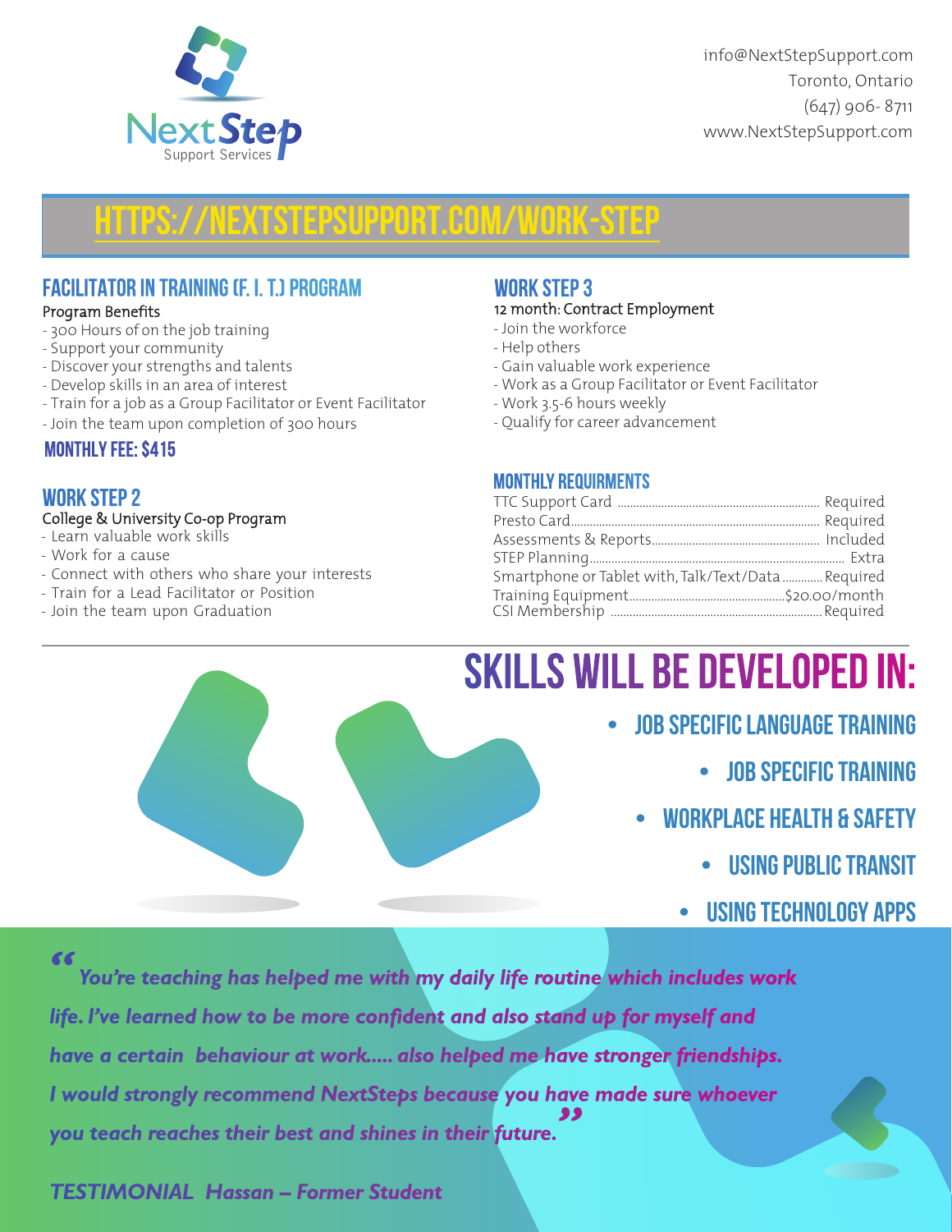info@NextStepSupport.com
Toronto, Ontario
(647) 906- 8711
www.NextStepSupport.com

# HTTPS://NEXTSTEPSUPPORT.COM/WORK-STEP

## FACILITATOR IN TRAINING (F. I. T.) PROGRAM

Program Benefits

- 300 Hours of on the job training
- Support your community
- Discover your strengths and talents
- Develop skills in an area of interest
- Train for a job as a Group Facilitator or Event Facilitator
- Join the team upon completion of 300 hours

**MONTHLY FEE: $415**

## WORK STEP 2

College & University Co-op Program

- Learn valuable work skills
- Work for a cause
- Connect with others who share your interests
- Train for a Lead Facilitator or Position
- Join the team upon Graduation

## WORK STEP 3

12 month: Contract Employment

- Join the workforce
- Help others
- Gain valuable work experience
- Work as a Group Facilitator or Event Facilitator
- Work 3.5-6 hours weekly
- Qualify for career advancement

## MONTHLY REQUIRMENTS

| | |
|---|---|
| TTC Support Card | Required |
| Presto Card | Required |
| Assessments & Reports | Included |
| STEP Planning | Extra |
| Smartphone or Tablet with, Talk/Text/Data | Required |
| Training Equipment | $20.00/month |
| CSI Membership | Required |

## SKILLS WILL BE DEVELOPED IN:

- JOB SPECIFIC LANGUAGE TRAINING
- JOB SPECIFIC TRAINING
- WORKPLACE HEALTH & SAFETY
- USING PUBLIC TRANSIT
- USING TECHNOLOGY APPS

*"You're teaching has helped me with my daily life routine which includes work life. I've learned how to be more confident and also stand up for myself and have a certain behaviour at work..... also helped me have stronger friendships. I would strongly recommend NextSteps because you have made sure whoever you teach reaches their best and shines in their future."*

*TESTIMONIAL Hassan – Former Student*